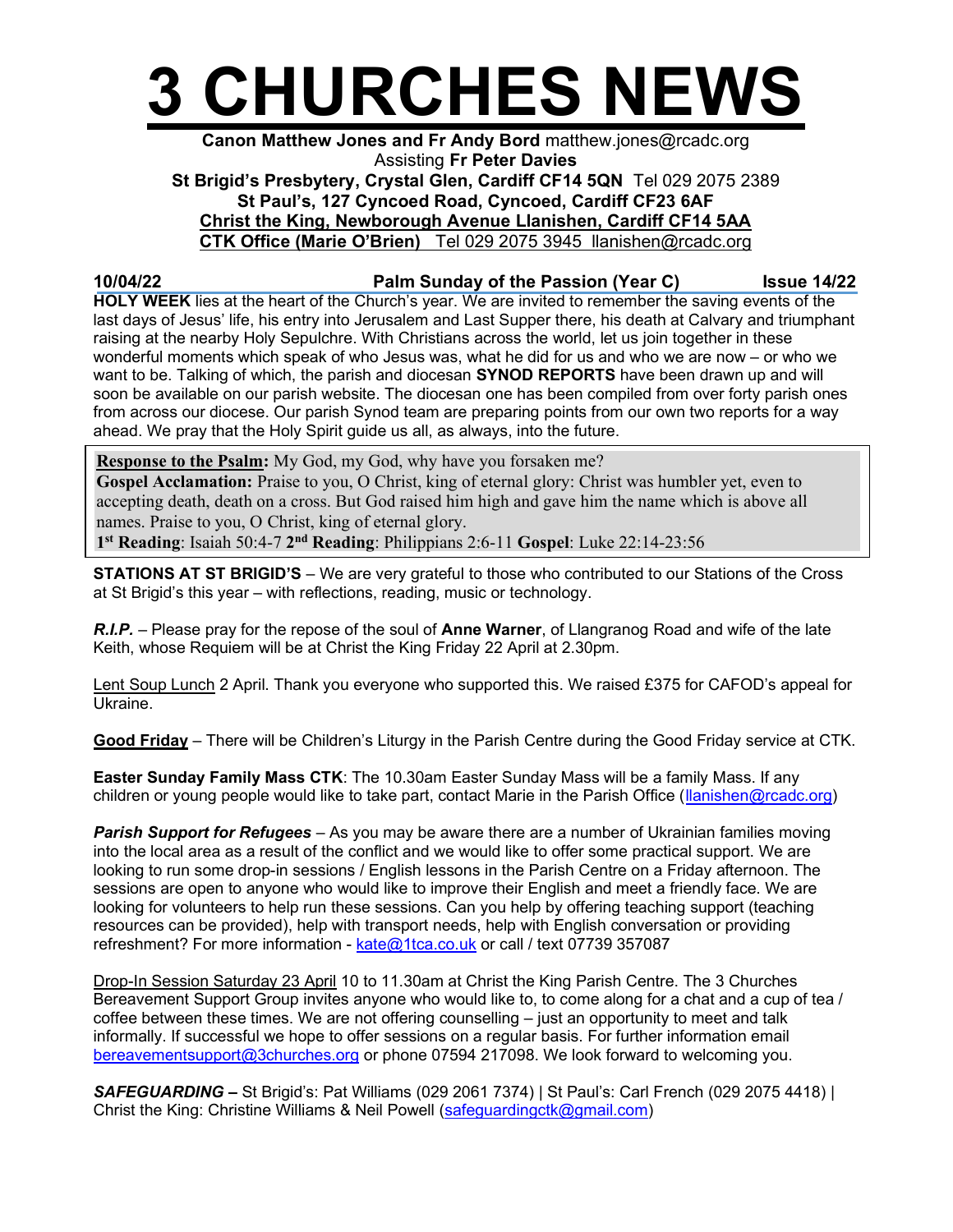# 3 CHURCHES NEWS

**Canon Matthew Jones and Fr Andy Bord** matthew.jones@rcadc.org
Assisting **Fr Peter Davies**
**St Brigid's Presbytery, Crystal Glen, Cardiff CF14 5QN** Tel 029 2075 2389
**St Paul's, 127 Cyncoed Road, Cyncoed, Cardiff CF23 6AF**
**Christ the King, Newborough Avenue Llanishen, Cardiff CF14 5AA**
**CTK Office (Marie O'Brien)** Tel 029 2075 3945 llanishen@rcadc.org

**10/04/22** **Palm Sunday of the Passion (Year C)** **Issue 14/22**

**HOLY WEEK** lies at the heart of the Church's year. We are invited to remember the saving events of the last days of Jesus' life, his entry into Jerusalem and Last Supper there, his death at Calvary and triumphant raising at the nearby Holy Sepulchre. With Christians across the world, let us join together in these wonderful moments which speak of who Jesus was, what he did for us and who we are now – or who we want to be. Talking of which, the parish and diocesan **SYNOD REPORTS** have been drawn up and will soon be available on our parish website. The diocesan one has been compiled from over forty parish ones from across our diocese. Our parish Synod team are preparing points from our own two reports for a way ahead. We pray that the Holy Spirit guide us all, as always, into the future.

**Response to the Psalm:** My God, my God, why have you forsaken me?
**Gospel Acclamation:** Praise to you, O Christ, king of eternal glory: Christ was humbler yet, even to accepting death, death on a cross. But God raised him high and gave him the name which is above all names. Praise to you, O Christ, king of eternal glory.
**1st Reading**: Isaiah 50:4-7 **2nd Reading**: Philippians 2:6-11 **Gospel**: Luke 22:14-23:56

**STATIONS AT ST BRIGID'S** – We are very grateful to those who contributed to our Stations of the Cross at St Brigid's this year – with reflections, reading, music or technology.

***R.I.P.*** – Please pray for the repose of the soul of **Anne Warner**, of Llangranog Road and wife of the late Keith, whose Requiem will be at Christ the King Friday 22 April at 2.30pm.

Lent Soup Lunch 2 April. Thank you everyone who supported this. We raised £375 for CAFOD's appeal for Ukraine.

**Good Friday** – There will be Children's Liturgy in the Parish Centre during the Good Friday service at CTK.

**Easter Sunday Family Mass CTK**: The 10.30am Easter Sunday Mass will be a family Mass. If any children or young people would like to take part, contact Marie in the Parish Office (llanishen@rcadc.org)

***Parish Support for Refugees*** – As you may be aware there are a number of Ukrainian families moving into the local area as a result of the conflict and we would like to offer some practical support. We are looking to run some drop-in sessions / English lessons in the Parish Centre on a Friday afternoon. The sessions are open to anyone who would like to improve their English and meet a friendly face. We are looking for volunteers to help run these sessions. Can you help by offering teaching support (teaching resources can be provided), help with transport needs, help with English conversation or providing refreshment? For more information - kate@1tca.co.uk or call / text 07739 357087

Drop-In Session Saturday 23 April 10 to 11.30am at Christ the King Parish Centre. The 3 Churches Bereavement Support Group invites anyone who would like to, to come along for a chat and a cup of tea / coffee between these times. We are not offering counselling – just an opportunity to meet and talk informally. If successful we hope to offer sessions on a regular basis. For further information email bereavementsupport@3churches.org or phone 07594 217098. We look forward to welcoming you.

***SAFEGUARDING –*** St Brigid's: Pat Williams (029 2061 7374) | St Paul's: Carl French (029 2075 4418) | Christ the King: Christine Williams & Neil Powell (safeguardingctk@gmail.com)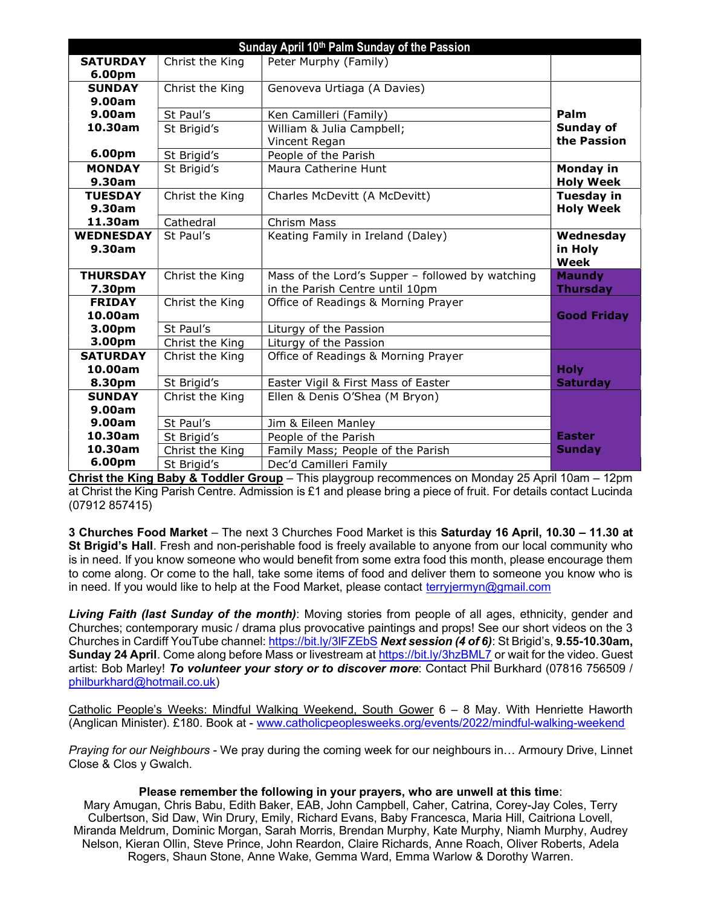| Sunday April 10th Palm Sunday of the Passion | | | |
|---|---|---|---|
| **SATURDAY 6.00pm** | Christ the King | Peter Murphy (Family) | |
| **SUNDAY 9.00am** | Christ the King | Genoveva Urtiaga (A Davies) | **Palm Sunday of the Passion** |
| **9.00am** | St Paul's | Ken Camilleri (Family) | |
| **10.30am** | St Brigid's | William & Julia Campbell; Vincent Regan | |
| **6.00pm** | St Brigid's | People of the Parish | |
| **MONDAY 9.30am** | St Brigid's | Maura Catherine Hunt | **Monday in Holy Week** |
| **TUESDAY 9.30am** | Christ the King | Charles McDevitt (A McDevitt) | **Tuesday in Holy Week** |
| **11.30am** | Cathedral | Chrism Mass | |
| **WEDNESDAY 9.30am** | St Paul's | Keating Family in Ireland (Daley) | **Wednesday in Holy Week** |
| **THURSDAY 7.30pm** | Christ the King | Mass of the Lord's Supper – followed by watching in the Parish Centre until 10pm | **Maundy Thursday** |
| **FRIDAY 10.00am** | Christ the King | Office of Readings & Morning Prayer | **Good Friday** |
| **3.00pm** | St Paul's | Liturgy of the Passion | |
| **3.00pm** | Christ the King | Liturgy of the Passion | |
| **SATURDAY 10.00am** | Christ the King | Office of Readings & Morning Prayer | **Holy Saturday** |
| **8.30pm** | St Brigid's | Easter Vigil & First Mass of Easter | |
| **SUNDAY 9.00am** | Christ the King | Ellen & Denis O'Shea (M Bryon) | **Easter Sunday** |
| **9.00am** | St Paul's | Jim & Eileen Manley | |
| **10.30am** | St Brigid's | People of the Parish | |
| **10.30am** | Christ the King | Family Mass; People of the Parish | |
| **6.00pm** | St Brigid's | Dec'd Camilleri Family | |

**Christ the King Baby & Toddler Group** – This playgroup recommences on Monday 25 April 10am – 12pm at Christ the King Parish Centre. Admission is £1 and please bring a piece of fruit. For details contact Lucinda (07912 857415)

**3 Churches Food Market** – The next 3 Churches Food Market is this **Saturday 16 April, 10.30 – 11.30 at St Brigid's Hall**. Fresh and non-perishable food is freely available to anyone from our local community who is in need. If you know someone who would benefit from some extra food this month, please encourage them to come along. Or come to the hall, take some items of food and deliver them to someone you know who is in need. If you would like to help at the Food Market, please contact terryjermyn@gmail.com

***Living Faith (last Sunday of the month)***: Moving stories from people of all ages, ethnicity, gender and Churches; contemporary music / drama plus provocative paintings and props! See our short videos on the 3 Churches in Cardiff YouTube channel: https://bit.ly/3lFZEbS ***Next session (4 of 6)***: St Brigid's, **9.55-10.30am, Sunday 24 April**. Come along before Mass or livestream at https://bit.ly/3hzBML7 or wait for the video. Guest artist: Bob Marley! ***To volunteer your story or to discover more***: Contact Phil Burkhard (07816 756509 / philburkhard@hotmail.co.uk)

Catholic People's Weeks: Mindful Walking Weekend, South Gower 6 – 8 May. With Henriette Haworth (Anglican Minister). £180. Book at - www.catholicpeoplesweeks.org/events/2022/mindful-walking-weekend

*Praying for our Neighbours* - We pray during the coming week for our neighbours in… Armoury Drive, Linnet Close & Clos y Gwalch.

**Please remember the following in your prayers, who are unwell at this time**:
Mary Amugan, Chris Babu, Edith Baker, EAB, John Campbell, Caher, Catrina, Corey-Jay Coles, Terry Culbertson, Sid Daw, Win Drury, Emily, Richard Evans, Baby Francesca, Maria Hill, Caitriona Lovell, Miranda Meldrum, Dominic Morgan, Sarah Morris, Brendan Murphy, Kate Murphy, Niamh Murphy, Audrey Nelson, Kieran Ollin, Steve Prince, John Reardon, Claire Richards, Anne Roach, Oliver Roberts, Adela Rogers, Shaun Stone, Anne Wake, Gemma Ward, Emma Warlow & Dorothy Warren.